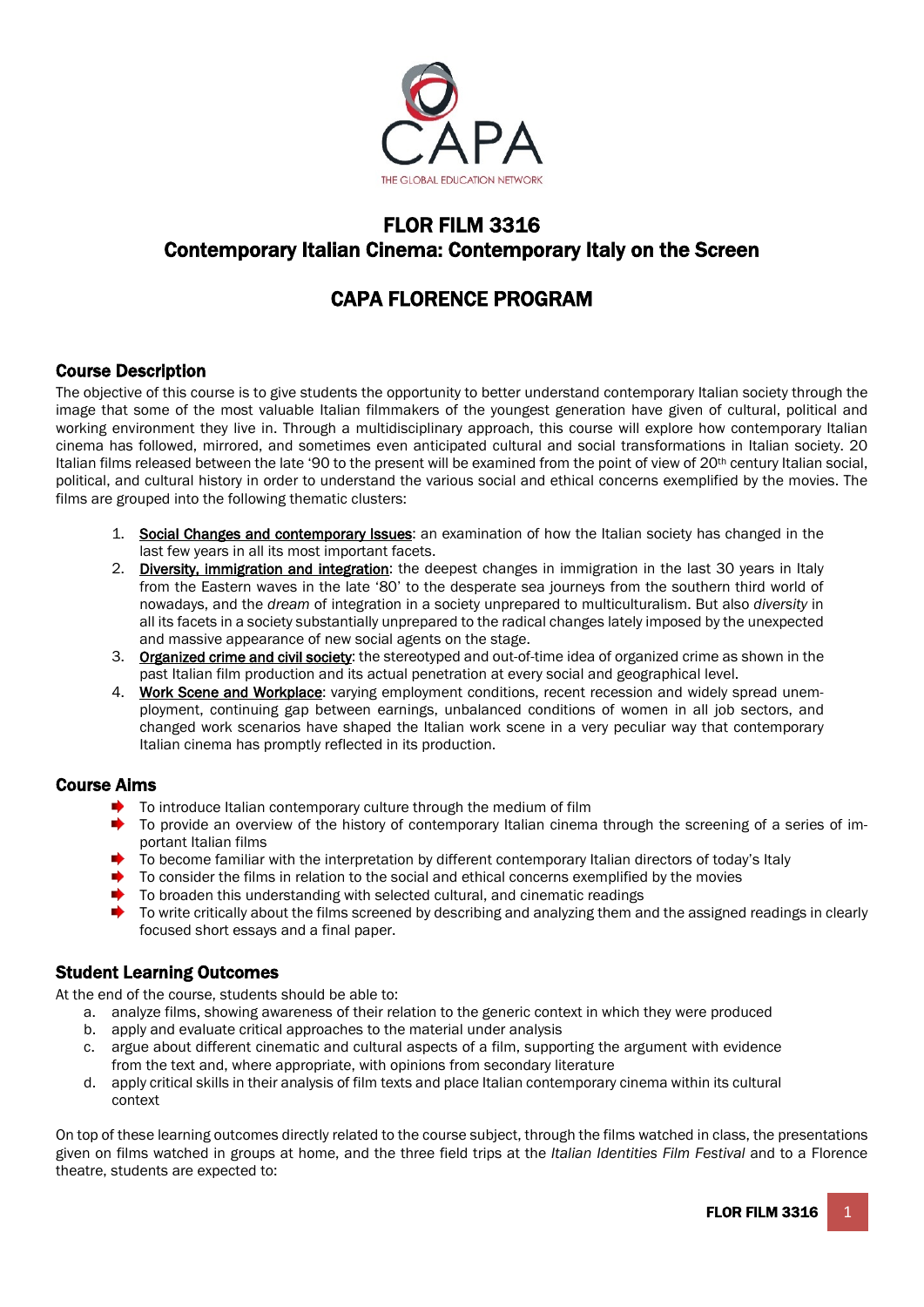# FLOR FILM 3316
# Contemporary Italian Cinema: Contemporary Italy on the Screen

# CAPA FLORENCE PROGRAM

## Course Description

The objective of this course is to give students the opportunity to better understand contemporary Italian society through the image that some of the most valuable Italian filmmakers of the youngest generation have given of cultural, political and working environment they live in. Through a multidisciplinary approach, this course will explore how contemporary Italian cinema has followed, mirrored, and sometimes even anticipated cultural and social transformations in Italian society. 20 Italian films released between the late '90 to the present will be examined from the point of view of 20th century Italian social, political, and cultural history in order to understand the various social and ethical concerns exemplified by the movies. The films are grouped into the following thematic clusters:

1. Social Changes and contemporary Issues: an examination of how the Italian society has changed in the last few years in all its most important facets.
2. Diversity, immigration and integration: the deepest changes in immigration in the last 30 years in Italy from the Eastern waves in the late '80' to the desperate sea journeys from the southern third world of nowadays, and the *dream* of integration in a society unprepared to multiculturalism. But also *diversity* in all its facets in a society substantially unprepared to the radical changes lately imposed by the unexpected and massive appearance of new social agents on the stage.
3. Organized crime and civil society: the stereotyped and out-of-time idea of organized crime as shown in the past Italian film production and its actual penetration at every social and geographical level.
4. Work Scene and Workplace: varying employment conditions, recent recession and widely spread unemployment, continuing gap between earnings, unbalanced conditions of women in all job sectors, and changed work scenarios have shaped the Italian work scene in a very peculiar way that contemporary Italian cinema has promptly reflected in its production.

## Course Aims

- To introduce Italian contemporary culture through the medium of film
- To provide an overview of the history of contemporary Italian cinema through the screening of a series of important Italian films
- To become familiar with the interpretation by different contemporary Italian directors of today's Italy
- To consider the films in relation to the social and ethical concerns exemplified by the movies
- To broaden this understanding with selected cultural, and cinematic readings
- To write critically about the films screened by describing and analyzing them and the assigned readings in clearly focused short essays and a final paper.

## Student Learning Outcomes

At the end of the course, students should be able to:

a. analyze films, showing awareness of their relation to the generic context in which they were produced
b. apply and evaluate critical approaches to the material under analysis
c. argue about different cinematic and cultural aspects of a film, supporting the argument with evidence from the text and, where appropriate, with opinions from secondary literature
d. apply critical skills in their analysis of film texts and place Italian contemporary cinema within its cultural context

On top of these learning outcomes directly related to the course subject, through the films watched in class, the presentations given on films watched in groups at home, and the three field trips at the *Italian Identities Film Festival* and to a Florence theatre, students are expected to: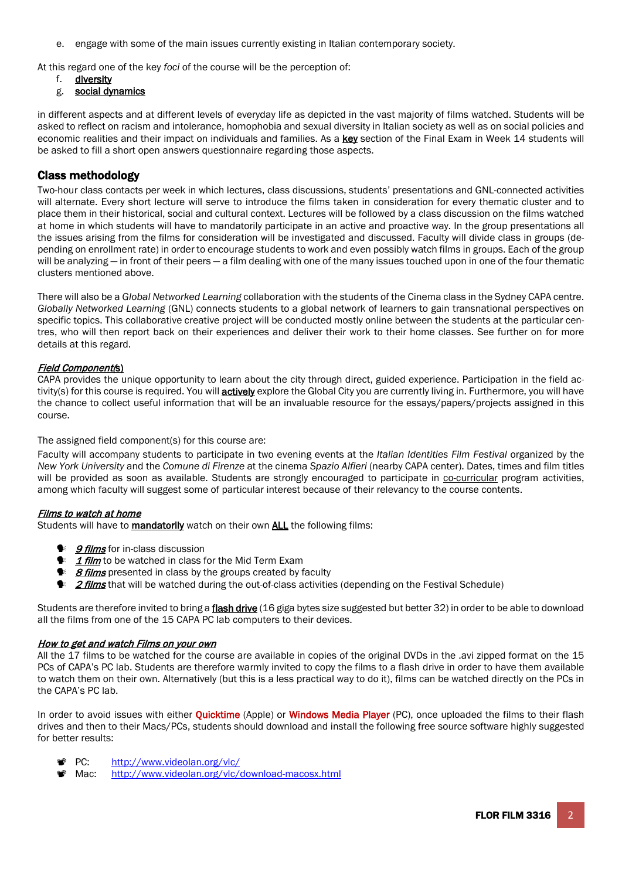e. engage with some of the main issues currently existing in Italian contemporary society.

At this regard one of the key *foci* of the course will be the perception of:

f. **diversity**
g. **social dynamics**

in different aspects and at different levels of everyday life as depicted in the vast majority of films watched. Students will be asked to reflect on racism and intolerance, homophobia and sexual diversity in Italian society as well as on social policies and economic realities and their impact on individuals and families. As a **key** section of the Final Exam in Week 14 students will be asked to fill a short open answers questionnaire regarding those aspects.

## Class methodology

Two-hour class contacts per week in which lectures, class discussions, students' presentations and GNL-connected activities will alternate. Every short lecture will serve to introduce the films taken in consideration for every thematic cluster and to place them in their historical, social and cultural context. Lectures will be followed by a class discussion on the films watched at home in which students will have to mandatorily participate in an active and proactive way. In the group presentations all the issues arising from the films for consideration will be investigated and discussed. Faculty will divide class in groups (depending on enrollment rate) in order to encourage students to work and even possibly watch films in groups. Each of the group will be analyzing — in front of their peers — a film dealing with one of the many issues touched upon in one of the four thematic clusters mentioned above.

There will also be a *Global Networked Learning* collaboration with the students of the Cinema class in the Sydney CAPA centre. *Globally Networked Learning* (GNL) connects students to a global network of learners to gain transnational perspectives on specific topics. This collaborative creative project will be conducted mostly online between the students at the particular centres, who will then report back on their experiences and deliver their work to their home classes. See further on for more details at this regard.

### *Field Component(s)*

CAPA provides the unique opportunity to learn about the city through direct, guided experience. Participation in the field activity(s) for this course is required. You will **actively** explore the Global City you are currently living in. Furthermore, you will have the chance to collect useful information that will be an invaluable resource for the essays/papers/projects assigned in this course.

The assigned field component(s) for this course are:

Faculty will accompany students to participate in two evening events at the *Italian Identities Film Festival* organized by the *New York University* and the *Comune di Firenze* at the cinema *Spazio Alfieri* (nearby CAPA center). Dates, times and film titles will be provided as soon as available. Students are strongly encouraged to participate in co-curricular program activities, among which faculty will suggest some of particular interest because of their relevancy to the course contents.

### *Films to watch at home*

Students will have to **mandatorily** watch on their own **ALL** the following films:

- ***9 films*** for in-class discussion
- ***1 film*** to be watched in class for the Mid Term Exam
- ***8 films*** presented in class by the groups created by faculty
- ***2 films*** that will be watched during the out-of-class activities (depending on the Festival Schedule)

Students are therefore invited to bring a **flash drive** (16 giga bytes size suggested but better 32) in order to be able to download all the films from one of the 15 CAPA PC lab computers to their devices.

### *How to get and watch Films on your own*

All the 17 films to be watched for the course are available in copies of the original DVDs in the .avi zipped format on the 15 PCs of CAPA's PC lab. Students are therefore warmly invited to copy the films to a flash drive in order to have them available to watch them on their own. Alternatively (but this is a less practical way to do it), films can be watched directly on the PCs in the CAPA's PC lab.

In order to avoid issues with either **Quicktime** (Apple) or **Windows Media Player** (PC), once uploaded the films to their flash drives and then to their Macs/PCs, students should download and install the following free source software highly suggested for better results:

- PC: http://www.videolan.org/vlc/
- Mac: http://www.videolan.org/vlc/download-macosx.html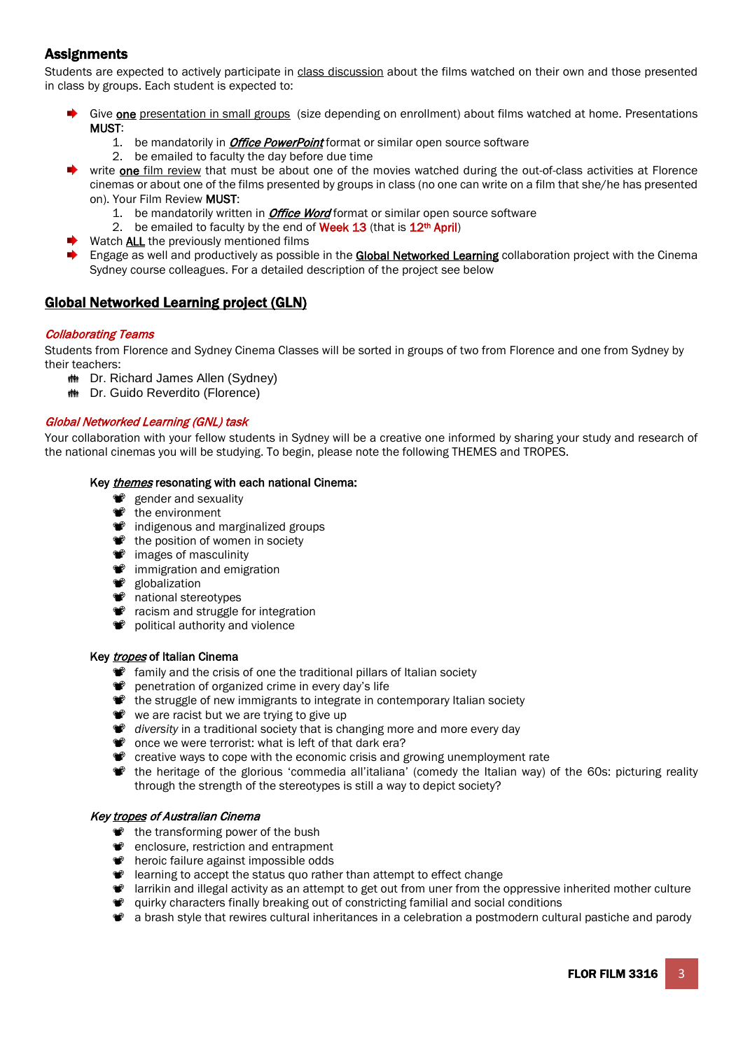## Assignments

Students are expected to actively participate in class discussion about the films watched on their own and those presented in class by groups. Each student is expected to:

- Give **one** presentation in small groups (size depending on enrollment) about films watched at home. Presentations **MUST**:
  1. be mandatorily in ***Office PowerPoint*** format or similar open source software
  2. be emailed to faculty the day before due time
- write **one** film review that must be about one of the movies watched during the out-of-class activities at Florence cinemas or about one of the films presented by groups in class (no one can write on a film that she/he has presented on). Your Film Review **MUST**:
  1. be mandatorily written in ***Office Word*** format or similar open source software
  2. be emailed to faculty by the end of Week 13 (that is 12th April)
- Watch ALL the previously mentioned films
- Engage as well and productively as possible in the **Global Networked Learning** collaboration project with the Cinema Sydney course colleagues. For a detailed description of the project see below

## Global Networked Learning project (GLN)

### *Collaborating Teams*

Students from Florence and Sydney Cinema Classes will be sorted in groups of two from Florence and one from Sydney by their teachers:

- Dr. Richard James Allen (Sydney)
- Dr. Guido Reverdito (Florence)

### *Global Networked Learning (GNL) task*

Your collaboration with your fellow students in Sydney will be a creative one informed by sharing your study and research of the national cinemas you will be studying. To begin, please note the following THEMES and TROPES.

**Key *themes* resonating with each national Cinema:**

- gender and sexuality
- the environment
- indigenous and marginalized groups
- the position of women in society
- images of masculinity
- immigration and emigration
- globalization
- national stereotypes
- racism and struggle for integration
- political authority and violence

**Key *tropes* of Italian Cinema**

- family and the crisis of one the traditional pillars of Italian society
- penetration of organized crime in every day's life
- the struggle of new immigrants to integrate in contemporary Italian society
- we are racist but we are trying to give up
- *diversity* in a traditional society that is changing more and more every day
- once we were terrorist: what is left of that dark era?
- creative ways to cope with the economic crisis and growing unemployment rate
- the heritage of the glorious 'commedia all'italiana' (comedy the Italian way) of the 60s: picturing reality through the strength of the stereotypes is still a way to depict society?

***Key tropes of Australian Cinema***

- the transforming power of the bush
- enclosure, restriction and entrapment
- heroic failure against impossible odds
- learning to accept the status quo rather than attempt to effect change
- larrikin and illegal activity as an attempt to get out from uner from the oppressive inherited mother culture
- quirky characters finally breaking out of constricting familial and social conditions
- a brash style that rewires cultural inheritances in a celebration a postmodern cultural pastiche and parody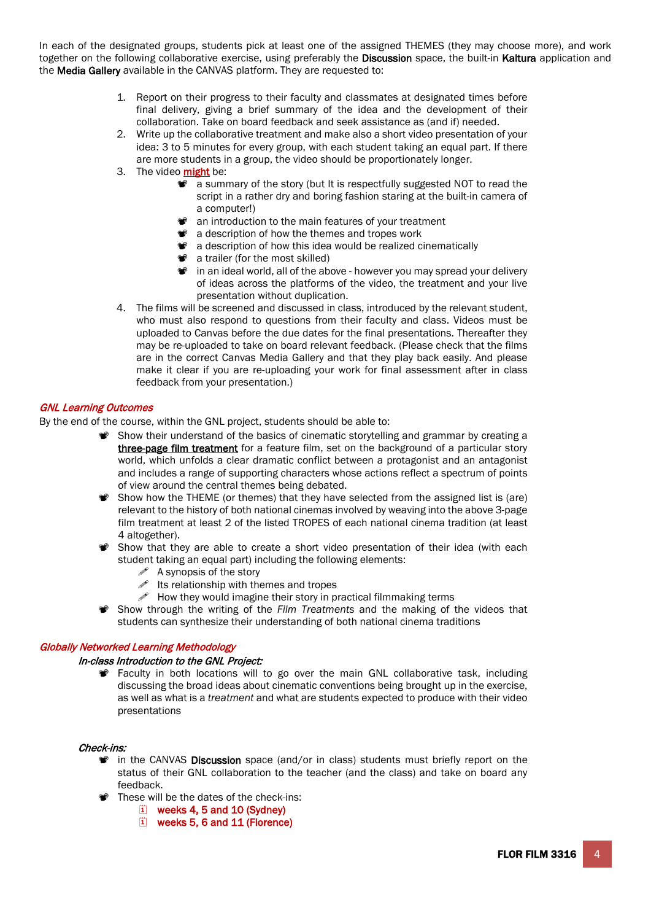In each of the designated groups, students pick at least one of the assigned THEMES (they may choose more), and work together on the following collaborative exercise, using preferably the **Discussion** space, the built-in **Kaltura** application and the **Media Gallery** available in the CANVAS platform. They are requested to:

1. Report on their progress to their faculty and classmates at designated times before final delivery, giving a brief summary of the idea and the development of their collaboration. Take on board feedback and seek assistance as (and if) needed.
2. Write up the collaborative treatment and make also a short video presentation of your idea: 3 to 5 minutes for every group, with each student taking an equal part. If there are more students in a group, the video should be proportionately longer.
3. The video <u>might</u> be:
   - a summary of the story (but It is respectfully suggested NOT to read the script in a rather dry and boring fashion staring at the built-in camera of a computer!)
   - an introduction to the main features of your treatment
   - a description of how the themes and tropes work
   - a description of how this idea would be realized cinematically
   - a trailer (for the most skilled)
   - in an ideal world, all of the above - however you may spread your delivery of ideas across the platforms of the video, the treatment and your live presentation without duplication.
4. The films will be screened and discussed in class, introduced by the relevant student, who must also respond to questions from their faculty and class. Videos must be uploaded to Canvas before the due dates for the final presentations. Thereafter they may be re-uploaded to take on board relevant feedback. (Please check that the films are in the correct Canvas Media Gallery and that they play back easily. And please make it clear if you are re-uploading your work for final assessment after in class feedback from your presentation.)

### *GNL Learning Outcomes*

By the end of the course, within the GNL project, students should be able to:

- Show their understand of the basics of cinematic storytelling and grammar by creating a <u>three-page film treatment</u> for a feature film, set on the background of a particular story world, which unfolds a clear dramatic conflict between a protagonist and an antagonist and includes a range of supporting characters whose actions reflect a spectrum of points of view around the central themes being debated.
- Show how the THEME (or themes) that they have selected from the assigned list is (are) relevant to the history of both national cinemas involved by weaving into the above 3-page film treatment at least 2 of the listed TROPES of each national cinema tradition (at least 4 altogether).
- Show that they are able to create a short video presentation of their idea (with each student taking an equal part) including the following elements:
  - A synopsis of the story
  - Its relationship with themes and tropes
  - How they would imagine their story in practical filmmaking terms
- Show through the writing of the *Film Treatments* and the making of the videos that students can synthesize their understanding of both national cinema traditions

### *Globally Networked Learning Methodology*

#### *In-class Introduction to the GNL Project:*

- Faculty in both locations will to go over the main GNL collaborative task, including discussing the broad ideas about cinematic conventions being brought up in the exercise, as well as what is a *treatment* and what are students expected to produce with their video presentations

#### *Check-ins:*

- in the CANVAS **Discussion** space (and/or in class) students must briefly report on the status of their GNL collaboration to the teacher (and the class) and take on board any feedback.
- These will be the dates of the check-ins:
  - **weeks 4, 5 and 10 (Sydney)**
  - **weeks 5, 6 and 11 (Florence)**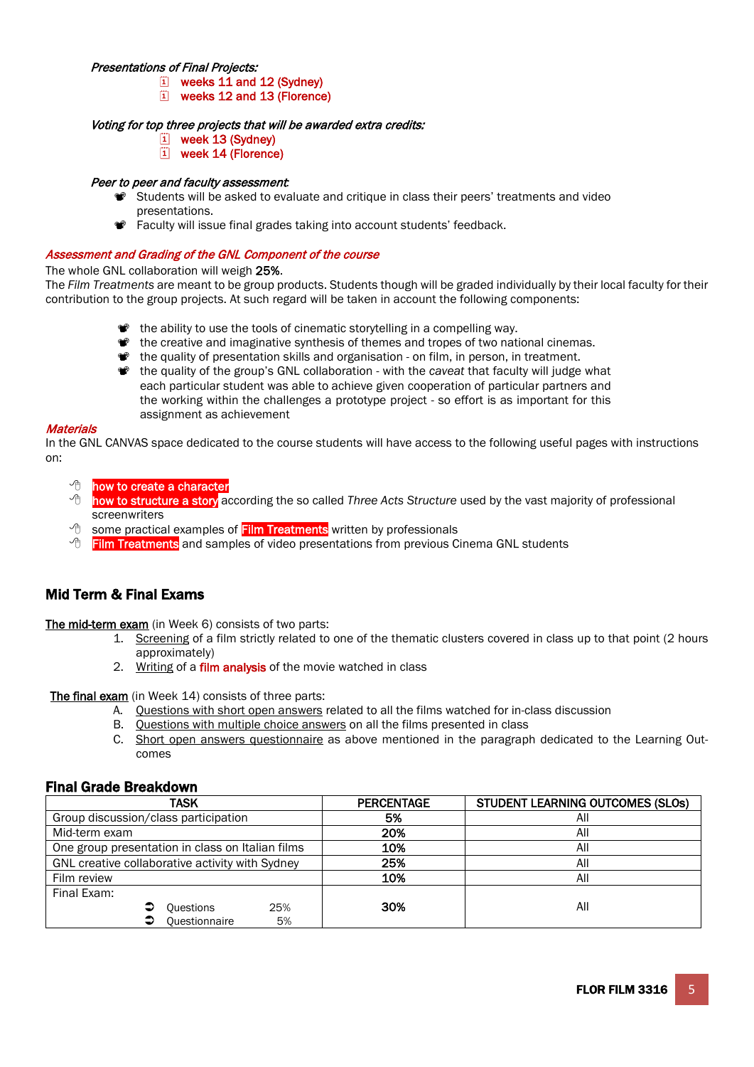*Presentations of Final Projects:*

- weeks 11 and 12 (Sydney)
- weeks 12 and 13 (Florence)

*Voting for top three projects that will be awarded extra credits:*

- week 13 (Sydney)
- week 14 (Florence)

*Peer to peer and faculty assessment:*

- Students will be asked to evaluate and critique in class their peers' treatments and video presentations.
- Faculty will issue final grades taking into account students' feedback.

*Assessment and Grading of the GNL Component of the course*

The whole GNL collaboration will weigh **25%**.
The *Film Treatments* are meant to be group products. Students though will be graded individually by their local faculty for their contribution to the group projects. At such regard will be taken in account the following components:

- the ability to use the tools of cinematic storytelling in a compelling way.
- the creative and imaginative synthesis of themes and tropes of two national cinemas.
- the quality of presentation skills and organisation - on film, in person, in treatment.
- the quality of the group's GNL collaboration - with the *caveat* that faculty will judge what each particular student was able to achieve given cooperation of particular partners and the working within the challenges a prototype project - so effort is as important for this assignment as achievement

*Materials*

In the GNL CANVAS space dedicated to the course students will have access to the following useful pages with instructions on:

- how to create a character
- how to structure a story according the so called *Three Acts Structure* used by the vast majority of professional screenwriters
- some practical examples of Film Treatments written by professionals
- Film Treatments and samples of video presentations from previous Cinema GNL students

## Mid Term & Final Exams

The mid-term exam (in Week 6) consists of two parts:

1. Screening of a film strictly related to one of the thematic clusters covered in class up to that point (2 hours approximately)
2. Writing of a film analysis of the movie watched in class

The final exam (in Week 14) consists of three parts:

A. Questions with short open answers related to all the films watched for in-class discussion
B. Questions with multiple choice answers on all the films presented in class
C. Short open answers questionnaire as above mentioned in the paragraph dedicated to the Learning Out-comes

## Final Grade Breakdown

| TASK | PERCENTAGE | STUDENT LEARNING OUTCOMES (SLOs) |
|---|---|---|
| Group discussion/class participation | **5%** | All |
| Mid-term exam | **20%** | All |
| One group presentation in class on Italian films | **10%** | All |
| GNL creative collaborative activity with Sydney | **25%** | All |
| Film review | **10%** | All |
| Final Exam: <br> ➲ Questions 25% <br> ➲ Questionnaire 5% | **30%** | All |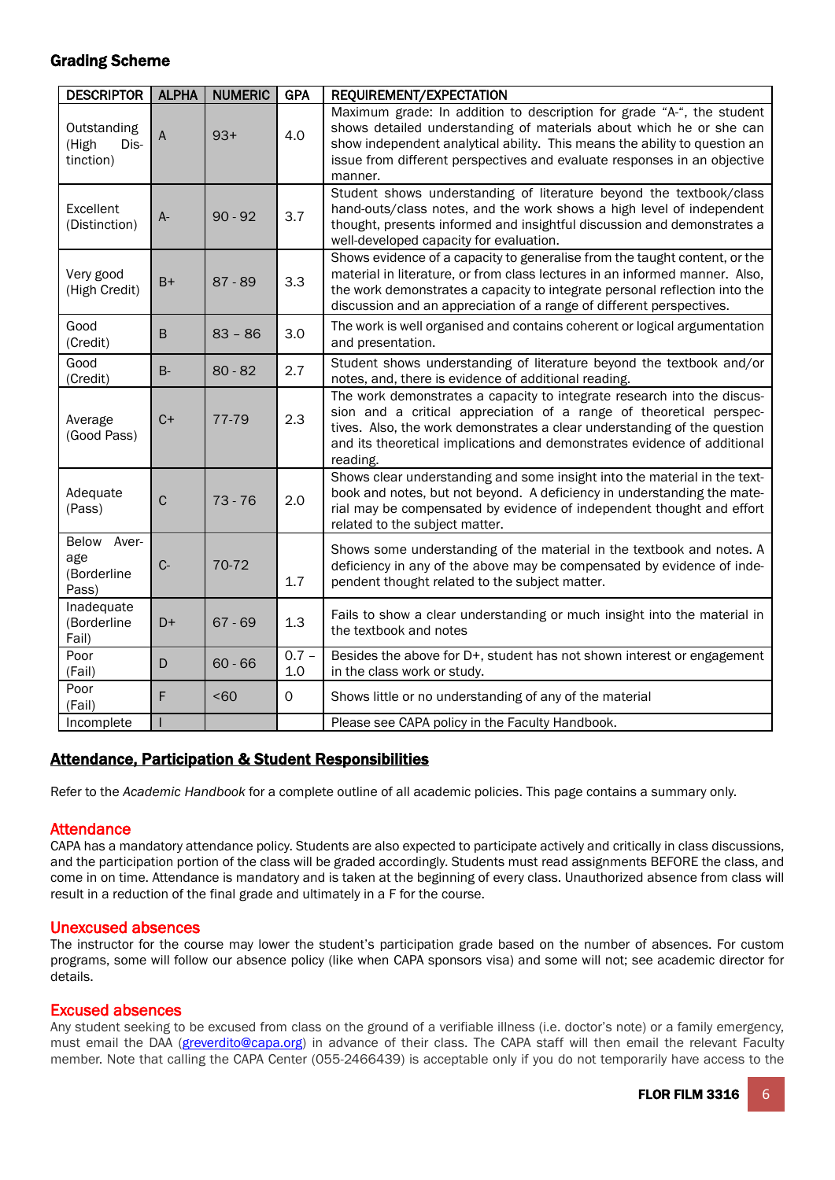### Grading Scheme

| DESCRIPTOR | ALPHA | NUMERIC | GPA | REQUIREMENT/EXPECTATION |
|---|---|---|---|---|
| Outstanding (High Distinction) | A | 93+ | 4.0 | Maximum grade: In addition to description for grade "A-", the student shows detailed understanding of materials about which he or she can show independent analytical ability. This means the ability to question an issue from different perspectives and evaluate responses in an objective manner. |
| Excellent (Distinction) | A- | 90 - 92 | 3.7 | Student shows understanding of literature beyond the textbook/class hand-outs/class notes, and the work shows a high level of independent thought, presents informed and insightful discussion and demonstrates a well-developed capacity for evaluation. |
| Very good (High Credit) | B+ | 87 - 89 | 3.3 | Shows evidence of a capacity to generalise from the taught content, or the material in literature, or from class lectures in an informed manner. Also, the work demonstrates a capacity to integrate personal reflection into the discussion and an appreciation of a range of different perspectives. |
| Good (Credit) | B | 83 – 86 | 3.0 | The work is well organised and contains coherent or logical argumentation and presentation. |
| Good (Credit) | B- | 80 - 82 | 2.7 | Student shows understanding of literature beyond the textbook and/or notes, and, there is evidence of additional reading. |
| Average (Good Pass) | C+ | 77-79 | 2.3 | The work demonstrates a capacity to integrate research into the discussion and a critical appreciation of a range of theoretical perspectives. Also, the work demonstrates a clear understanding of the question and its theoretical implications and demonstrates evidence of additional reading. |
| Adequate (Pass) | C | 73 - 76 | 2.0 | Shows clear understanding and some insight into the material in the textbook and notes, but not beyond. A deficiency in understanding the material may be compensated by evidence of independent thought and effort related to the subject matter. |
| Below Average (Borderline Pass) | C- | 70-72 | 1.7 | Shows some understanding of the material in the textbook and notes. A deficiency in any of the above may be compensated by evidence of independent thought related to the subject matter. |
| Inadequate (Borderline Fail) | D+ | 67 - 69 | 1.3 | Fails to show a clear understanding or much insight into the material in the textbook and notes |
| Poor (Fail) | D | 60 - 66 | 0.7 – 1.0 | Besides the above for D+, student has not shown interest or engagement in the class work or study. |
| Poor (Fail) | F | <60 | 0 | Shows little or no understanding of any of the material |
| Incomplete | I | | | Please see CAPA policy in the Faculty Handbook. |

## Attendance, Participation & Student Responsibilities

Refer to the *Academic Handbook* for a complete outline of all academic policies. This page contains a summary only.

### Attendance

CAPA has a mandatory attendance policy. Students are also expected to participate actively and critically in class discussions, and the participation portion of the class will be graded accordingly. Students must read assignments BEFORE the class, and come in on time. Attendance is mandatory and is taken at the beginning of every class. Unauthorized absence from class will result in a reduction of the final grade and ultimately in a F for the course.

### Unexcused absences

The instructor for the course may lower the student's participation grade based on the number of absences. For custom programs, some will follow our absence policy (like when CAPA sponsors visa) and some will not; see academic director for details.

### Excused absences

Any student seeking to be excused from class on the ground of a verifiable illness (i.e. doctor's note) or a family emergency, must email the DAA (greverdito@capa.org) in advance of their class. The CAPA staff will then email the relevant Faculty member. Note that calling the CAPA Center (055-2466439) is acceptable only if you do not temporarily have access to the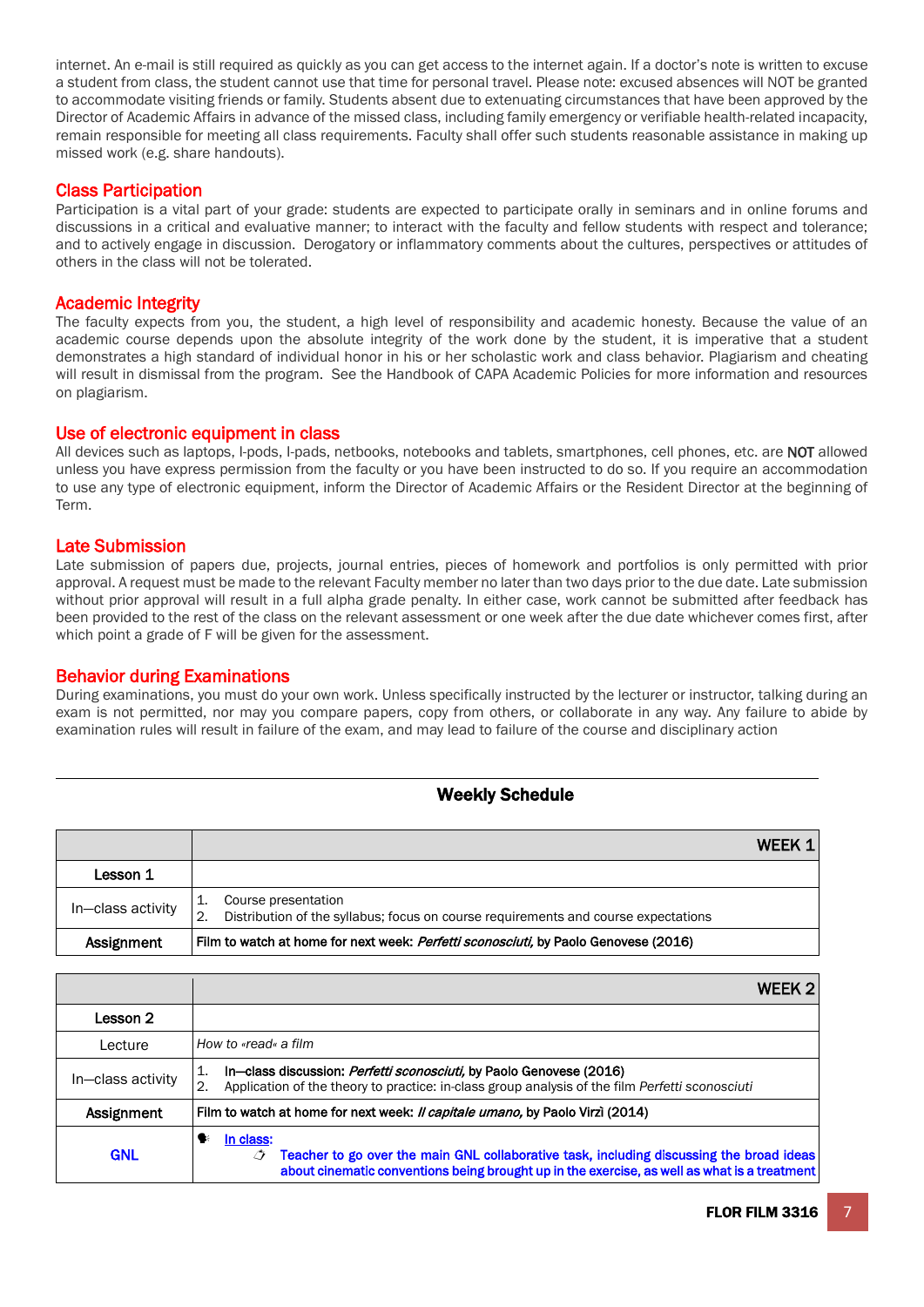internet. An e-mail is still required as quickly as you can get access to the internet again. If a doctor's note is written to excuse a student from class, the student cannot use that time for personal travel. Please note: excused absences will NOT be granted to accommodate visiting friends or family. Students absent due to extenuating circumstances that have been approved by the Director of Academic Affairs in advance of the missed class, including family emergency or verifiable health-related incapacity, remain responsible for meeting all class requirements. Faculty shall offer such students reasonable assistance in making up missed work (e.g. share handouts).

## Class Participation

Participation is a vital part of your grade: students are expected to participate orally in seminars and in online forums and discussions in a critical and evaluative manner; to interact with the faculty and fellow students with respect and tolerance; and to actively engage in discussion. Derogatory or inflammatory comments about the cultures, perspectives or attitudes of others in the class will not be tolerated.

## Academic Integrity

The faculty expects from you, the student, a high level of responsibility and academic honesty. Because the value of an academic course depends upon the absolute integrity of the work done by the student, it is imperative that a student demonstrates a high standard of individual honor in his or her scholastic work and class behavior. Plagiarism and cheating will result in dismissal from the program. See the Handbook of CAPA Academic Policies for more information and resources on plagiarism.

## Use of electronic equipment in class

All devices such as laptops, I-pods, I-pads, netbooks, notebooks and tablets, smartphones, cell phones, etc. are **NOT** allowed unless you have express permission from the faculty or you have been instructed to do so. If you require an accommodation to use any type of electronic equipment, inform the Director of Academic Affairs or the Resident Director at the beginning of Term.

## Late Submission

Late submission of papers due, projects, journal entries, pieces of homework and portfolios is only permitted with prior approval. A request must be made to the relevant Faculty member no later than two days prior to the due date. Late submission without prior approval will result in a full alpha grade penalty. In either case, work cannot be submitted after feedback has been provided to the rest of the class on the relevant assessment or one week after the due date whichever comes first, after which point a grade of F will be given for the assessment.

## Behavior during Examinations

During examinations, you must do your own work. Unless specifically instructed by the lecturer or instructor, talking during an exam is not permitted, nor may you compare papers, copy from others, or collaborate in any way. Any failure to abide by examination rules will result in failure of the exam, and may lead to failure of the course and disciplinary action

---

## Weekly Schedule

| | **WEEK 1** |
|---|---|
| **Lesson 1** | |
| In–class activity | 1. Course presentation<br>2. Distribution of the syllabus; focus on course requirements and course expectations |
| **Assignment** | Film to watch at home for next week: *Perfetti sconosciuti,* by Paolo Genovese (2016) |

| | **WEEK 2** |
|---|---|
| **Lesson 2** | |
| Lecture | *How to «read« a film* |
| In–class activity | 1. In–class discussion: *Perfetti sconosciuti,* by Paolo Genovese (2016)<br>2. Application of the theory to practice: in-class group analysis of the film *Perfetti sconosciuti* |
| **Assignment** | Film to watch at home for next week: *Il capitale umano,* by Paolo Virzì (2014) |
| **GNL** | In class:<br>Teacher to go over the main GNL collaborative task, including discussing the broad ideas about cinematic conventions being brought up in the exercise, as well as what is a treatment |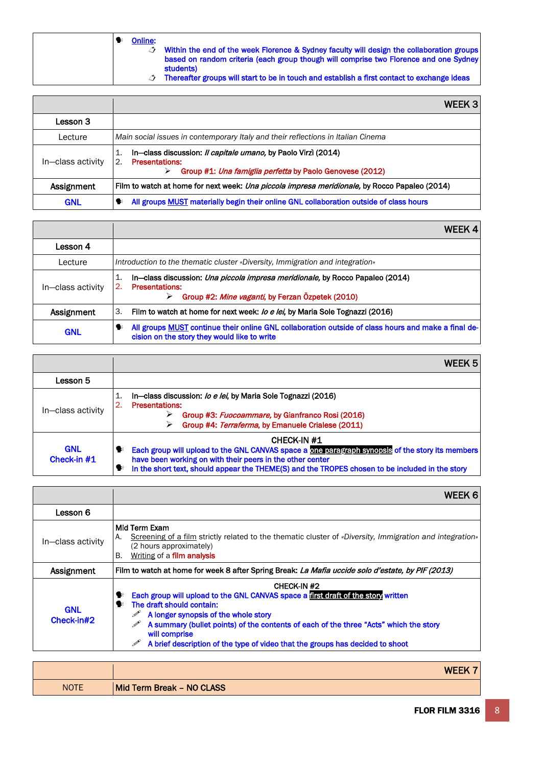| | |
|---|---|
| | • Online:<br>  ◦ Within the end of the week Florence & Sydney faculty will design the collaboration groups based on random criteria (each group though will comprise two Florence and one Sydney students)<br>  ◦ Thereafter groups will start to be in touch and establish a first contact to exchange ideas |

| | WEEK 3 |
|---|---|
| **Lesson 3** | |
| Lecture | *Main social issues in contemporary Italy and their reflections in Italian Cinema* |
| In–class activity | 1. In–class discussion: *Il capitale umano,* by Paolo Virzì (2014)<br>2. Presentations:<br>  ➢ Group #1: *Una famiglia perfetta* by Paolo Genovese (2012) |
| **Assignment** | Film to watch at home for next week: *Una piccola impresa meridionale,* by Rocco Papaleo (2014) |
| **GNL** | • All groups MUST materially begin their online GNL collaboration outside of class hours |

| | WEEK 4 |
|---|---|
| **Lesson 4** | |
| Lecture | *Introduction to the thematic cluster «Diversity, Immigration and integration»* |
| In–class activity | 1. In–class discussion: *Una piccola impresa meridionale,* by Rocco Papaleo (2014)<br>2. Presentations:<br>  ➢ Group #2: *Mine vaganti,* by Ferzan Özpetek (2010) |
| **Assignment** | 3. Film to watch at home for next week: *Io e lei,* by Maria Sole Tognazzi (2016) |
| **GNL** | • All groups MUST continue their online GNL collaboration outside of class hours and make a final decision on the story they would like to write |

| | WEEK 5 |
|---|---|
| **Lesson 5** | |
| In–class activity | 1. In–class discussion: *Io e lei,* by Maria Sole Tognazzi (2016)<br>2. Presentations:<br>  ➢ Group #3: *Fuocoammare,* by Gianfranco Rosi (2016)<br>  ➢ Group #4: *Terraferma,* by Emanuele Crialese (2011) |
| **GNL Check-in #1** | CHECK-IN #1<br>• Each group will upload to the GNL CANVAS space a **one paragraph synopsis** of the story its members have been working on with their peers in the other center<br>• In the short text, should appear the THEME(S) and the TROPES chosen to be included in the story |

| | WEEK 6 |
|---|---|
| **Lesson 6** | |
| In–class activity | Mid Term Exam<br>A. Screening of a film strictly related to the thematic cluster of *«Diversity, Immigration and integration»* (2 hours approximately)<br>B. Writing of a film analysis |
| **Assignment** | Film to watch at home for week 8 after Spring Break: *La Mafia uccide solo d'estate, by PIF (2013)* |
| **GNL Check-in#2** | CHECK-IN #2<br>• Each group will upload to the GNL CANVAS space a **first draft of the story** written<br>• The draft should contain:<br>  ✎ A longer synopsis of the whole story<br>  ✎ A summary (bullet points) of the contents of each of the three "Acts" which the story will comprise<br>  ✎ A brief description of the type of video that the groups has decided to shoot |

| | WEEK 7 |
|---|---|
| NOTE | **Mid Term Break – NO CLASS** |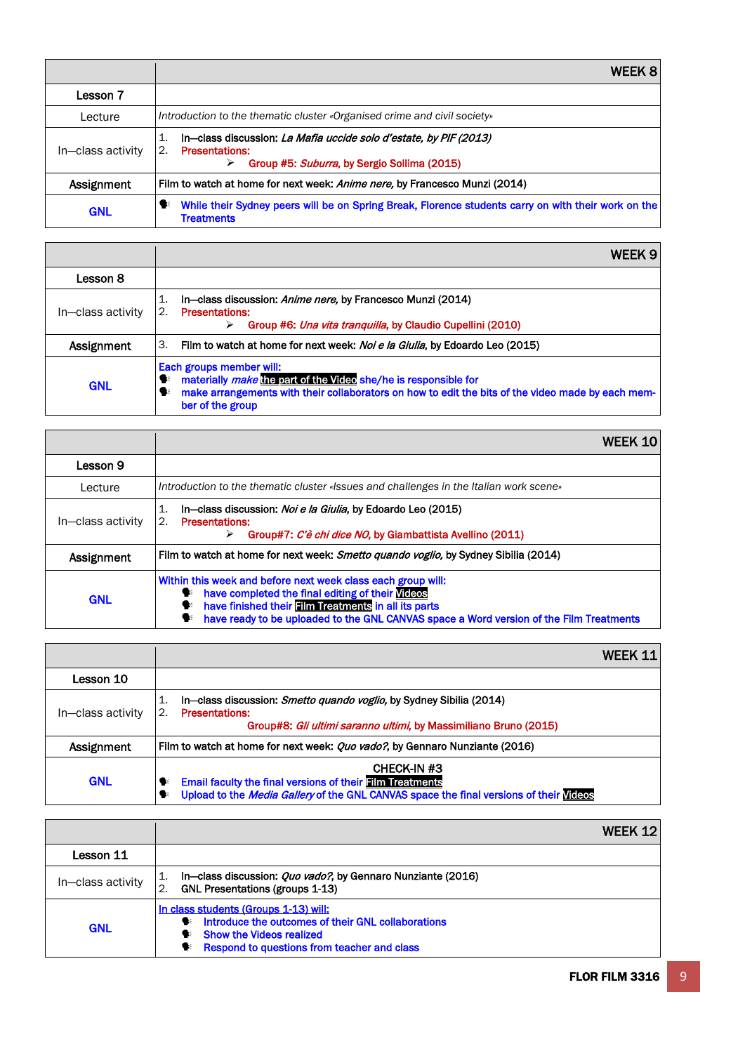| | WEEK 8 |
|---|---|
| **Lesson 7** | |
| Lecture | *Introduction to the thematic cluster «Organised crime and civil society»* |
| In–class activity | 1. In–class discussion: *La Mafia uccide solo d'estate, by PIF (2013)*<br>2. Presentations:<br>➢ Group #5: *Suburra*, by Sergio Sollima (2015) |
| **Assignment** | Film to watch at home for next week: *Anime nere*, by Francesco Munzi (2014) |
| **GNL** | • While their Sydney peers will be on Spring Break, Florence students carry on with their work on the Treatments |

| | WEEK 9 |
|---|---|
| **Lesson 8** | |
| In–class activity | 1. In–class discussion: *Anime nere*, by Francesco Munzi (2014)<br>2. Presentations:<br>➢ Group #6: *Una vita tranquilla*, by Claudio Cupellini (2010) |
| **Assignment** | 3. Film to watch at home for next week: *Noi e la Giulia*, by Edoardo Leo (2015) |
| **GNL** | Each groups member will:<br>• materially *make* the part of the Video she/he is responsible for<br>• make arrangements with their collaborators on how to edit the bits of the video made by each member of the group |

| | WEEK 10 |
|---|---|
| **Lesson 9** | |
| Lecture | *Introduction to the thematic cluster «Issues and challenges in the Italian work scene»* |
| In–class activity | 1. In–class discussion: *Noi e la Giulia*, by Edoardo Leo (2015)<br>2. Presentations:<br>➢ Group#7: *C'è chi dice NO*, by Giambattista Avellino (2011) |
| **Assignment** | Film to watch at home for next week: *Smetto quando voglio*, by Sydney Sibilia (2014) |
| **GNL** | Within this week and before next week class each group will:<br>• have completed the final editing of their Videos<br>• have finished their Film Treatments in all its parts<br>• have ready to be uploaded to the GNL CANVAS space a Word version of the Film Treatments |

| | WEEK 11 |
|---|---|
| **Lesson 10** | |
| In–class activity | 1. In–class discussion: *Smetto quando voglio*, by Sydney Sibilia (2014)<br>2. Presentations:<br>Group#8: *Gli ultimi saranno ultimi*, by Massimiliano Bruno (2015) |
| **Assignment** | Film to watch at home for next week: *Quo vado?*, by Gennaro Nunziante (2016) |
| **GNL** | CHECK-IN #3<br>• Email faculty the final versions of their Film Treatments<br>• Upload to the *Media Gallery* of the GNL CANVAS space the final versions of their Videos |

| | WEEK 12 |
|---|---|
| **Lesson 11** | |
| In–class activity | 1. In–class discussion: *Quo vado?*, by Gennaro Nunziante (2016)<br>2. GNL Presentations (groups 1-13) |
| **GNL** | In class students (Groups 1-13) will:<br>• Introduce the outcomes of their GNL collaborations<br>• Show the Videos realized<br>• Respond to questions from teacher and class |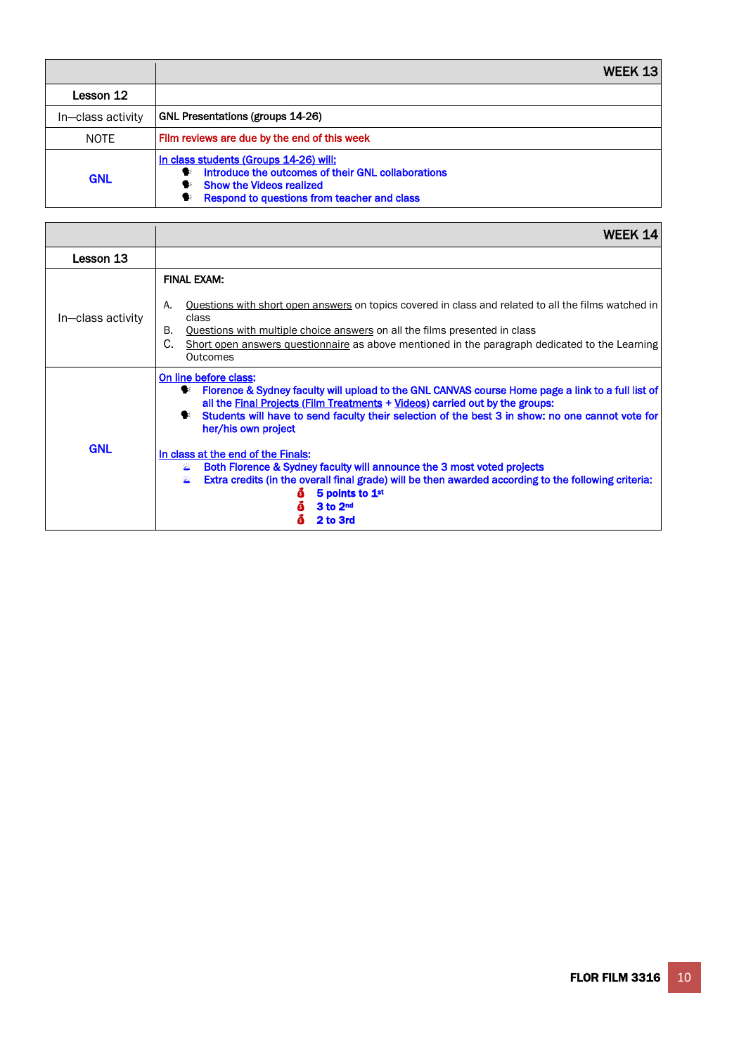| | WEEK 13 |
|---|---|
| Lesson 12 | |
| In–class activity | GNL Presentations (groups 14-26) |
| NOTE | Film reviews are due by the end of this week |
| GNL | In class students (Groups 14-26) will:<br>• Introduce the outcomes of their GNL collaborations<br>• Show the Videos realized<br>• Respond to questions from teacher and class |

| | WEEK 14 |
|---|---|
| Lesson 13 | |
| In–class activity | FINAL EXAM:<br><br>A. Questions with short open answers on topics covered in class and related to all the films watched in class<br>B. Questions with multiple choice answers on all the films presented in class<br>C. Short open answers questionnaire as above mentioned in the paragraph dedicated to the Learning Outcomes |
| GNL | On line before class:<br>• Florence & Sydney faculty will upload to the GNL CANVAS course Home page a link to a full list of all the Final Projects (Film Treatments + Videos) carried out by the groups:<br>• Students will have to send faculty their selection of the best 3 in show: no one cannot vote for her/his own project<br><br>In class at the end of the Finals:<br>• Both Florence & Sydney faculty will announce the 3 most voted projects<br>• Extra credits (in the overall final grade) will be then awarded according to the following criteria:<br>  ◦ 5 points to 1st<br>  ◦ 3 to 2nd<br>  ◦ 2 to 3rd |